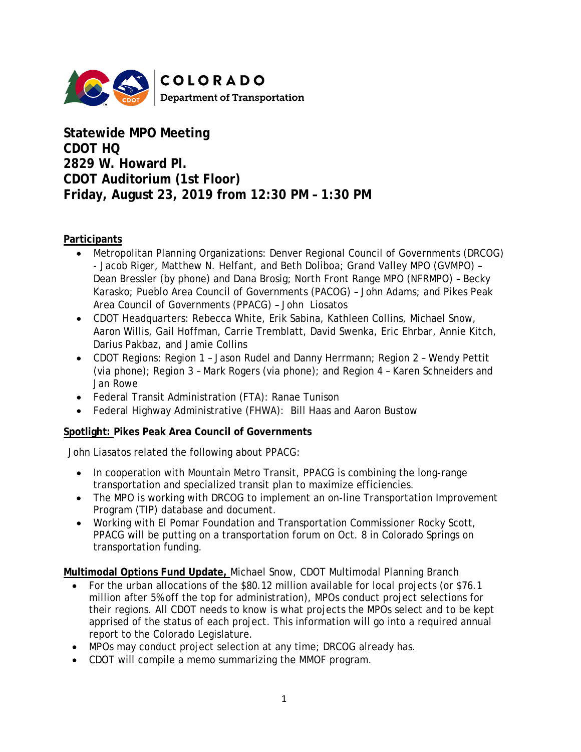COLORADO

Department of Transportation

# Statewide MPO Meeting
# CDOT HQ
# 2829 W. Howard Pl.
# CDOT Auditorium (1st Floor)
# Friday, August 23, 2019 from 12:30 PM – 1:30 PM

**Participants**

- Metropolitan Planning Organizations: Denver Regional Council of Governments (DRCOG) - Jacob Riger, Matthew N. Helfant, and Beth Doliboa; Grand Valley MPO (GVMPO) – Dean Bressler (by phone) and Dana Brosig; North Front Range MPO (NFRMPO) – Becky Karasko; Pueblo Area Council of Governments (PACOG) – John Adams; and Pikes Peak Area Council of Governments (PPACG) – John Liosatos
- CDOT Headquarters: Rebecca White, Erik Sabina, Kathleen Collins, Michael Snow, Aaron Willis, Gail Hoffman, Carrie Tremblatt, David Swenka, Eric Ehrbar, Annie Kitch, Darius Pakbaz, and Jamie Collins
- CDOT Regions: Region 1 – Jason Rudel and Danny Herrmann; Region 2 – Wendy Pettit (via phone); Region 3 – Mark Rogers (via phone); and Region 4 – Karen Schneiders and Jan Rowe
- Federal Transit Administration (FTA): Ranae Tunison
- Federal Highway Administrative (FHWA): Bill Haas and Aaron Bustow

**Spotlight: Pikes Peak Area Council of Governments**

John Liasatos related the following about PPACG:

- In cooperation with Mountain Metro Transit, PPACG is combining the long-range transportation and specialized transit plan to maximize efficiencies.
- The MPO is working with DRCOG to implement an on-line Transportation Improvement Program (TIP) database and document.
- Working with El Pomar Foundation and Transportation Commissioner Rocky Scott, PPACG will be putting on a transportation forum on Oct. 8 in Colorado Springs on transportation funding.

**Multimodal Options Fund Update,** Michael Snow, CDOT Multimodal Planning Branch

- For the urban allocations of the $80.12 million available for local projects (or $76.1 million after 5% off the top for administration), MPOs conduct project selections for their regions. All CDOT needs to know is what projects the MPOs select and to be kept apprised of the status of each project. This information will go into a required annual report to the Colorado Legislature.
- MPOs may conduct project selection at any time; DRCOG already has.
- CDOT will compile a memo summarizing the MMOF program.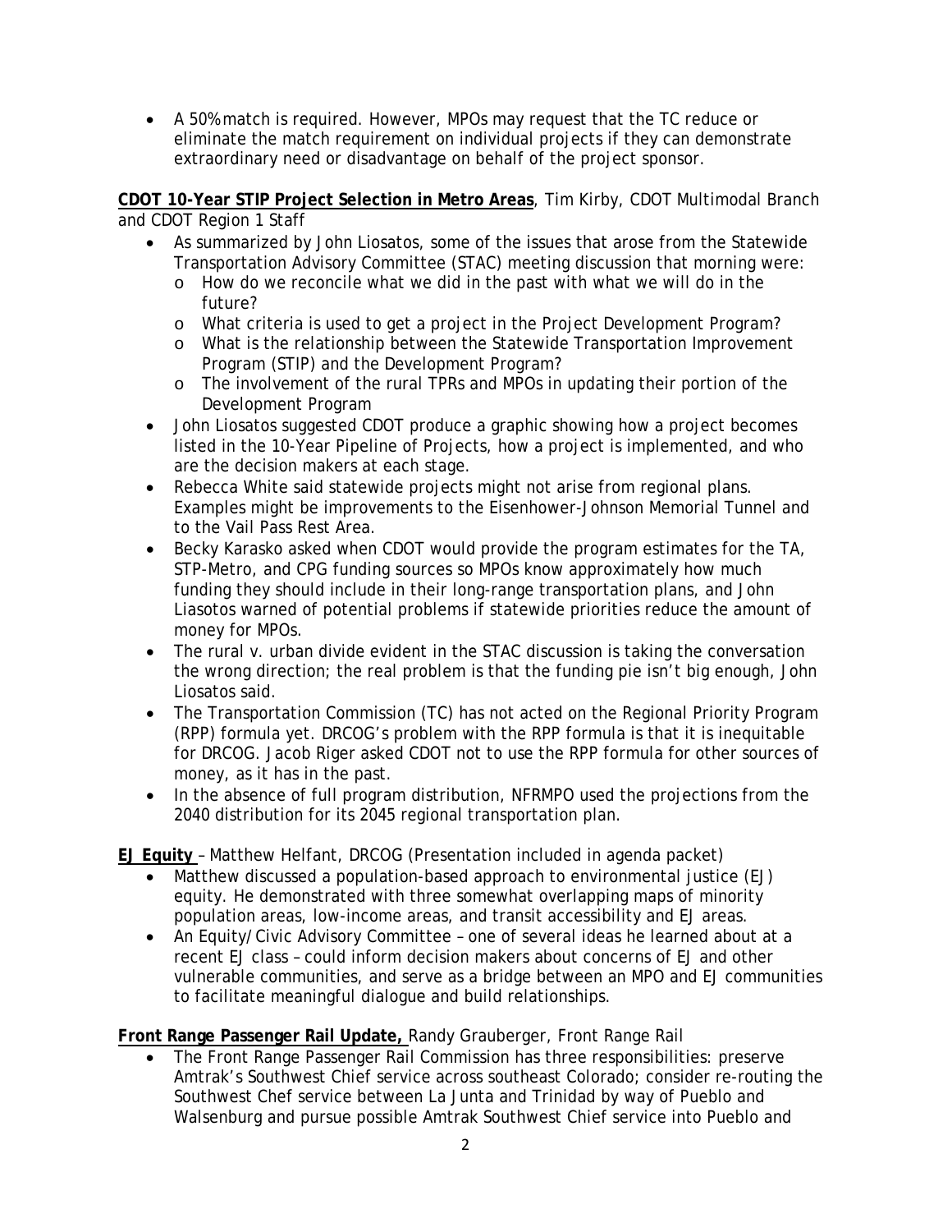- A 50% match is required. However, MPOs may request that the TC reduce or eliminate the match requirement on individual projects if they can demonstrate extraordinary need or disadvantage on behalf of the project sponsor.

**CDOT 10-Year STIP Project Selection in Metro Areas**, Tim Kirby, CDOT Multimodal Branch and CDOT Region 1 Staff

- As summarized by John Liosatos, some of the issues that arose from the Statewide Transportation Advisory Committee (STAC) meeting discussion that morning were:
  - How do we reconcile what we did in the past with what we will do in the future?
  - What criteria is used to get a project in the Project Development Program?
  - What is the relationship between the Statewide Transportation Improvement Program (STIP) and the Development Program?
  - The involvement of the rural TPRs and MPOs in updating their portion of the Development Program
- John Liosatos suggested CDOT produce a graphic showing how a project becomes listed in the 10-Year Pipeline of Projects, how a project is implemented, and who are the decision makers at each stage.
- Rebecca White said statewide projects might not arise from regional plans. Examples might be improvements to the Eisenhower-Johnson Memorial Tunnel and to the Vail Pass Rest Area.
- Becky Karasko asked when CDOT would provide the program estimates for the TA, STP-Metro, and CPG funding sources so MPOs know approximately how much funding they should include in their long-range transportation plans, and John Liasotos warned of potential problems if statewide priorities reduce the amount of money for MPOs.
- The rural v. urban divide evident in the STAC discussion is taking the conversation the wrong direction; the real problem is that the funding pie isn't big enough, John Liosatos said.
- The Transportation Commission (TC) has not acted on the Regional Priority Program (RPP) formula yet. DRCOG's problem with the RPP formula is that it is inequitable for DRCOG. Jacob Riger asked CDOT not to use the RPP formula for other sources of money, as it has in the past.
- In the absence of full program distribution, NFRMPO used the projections from the 2040 distribution for its 2045 regional transportation plan.

**EJ Equity** – Matthew Helfant, DRCOG (Presentation included in agenda packet)

- Matthew discussed a population-based approach to environmental justice (EJ) equity. He demonstrated with three somewhat overlapping maps of minority population areas, low-income areas, and transit accessibility and EJ areas.
- An Equity/Civic Advisory Committee – one of several ideas he learned about at a recent EJ class – could inform decision makers about concerns of EJ and other vulnerable communities, and serve as a bridge between an MPO and EJ communities to facilitate meaningful dialogue and build relationships.

**Front Range Passenger Rail Update,** Randy Grauberger, Front Range Rail

- The Front Range Passenger Rail Commission has three responsibilities: preserve Amtrak's Southwest Chief service across southeast Colorado; consider re-routing the Southwest Chef service between La Junta and Trinidad by way of Pueblo and Walsenburg and pursue possible Amtrak Southwest Chief service into Pueblo and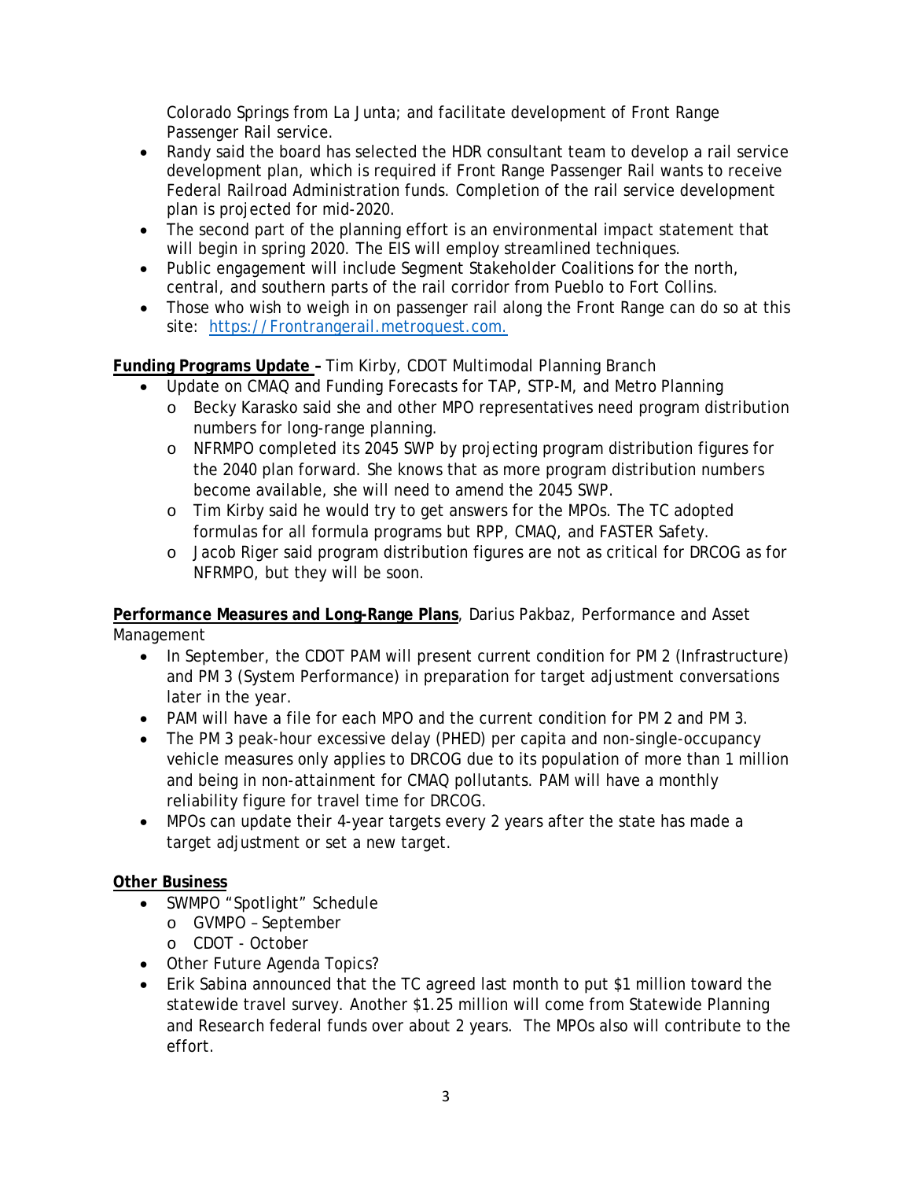Colorado Springs from La Junta; and facilitate development of Front Range Passenger Rail service.

- Randy said the board has selected the HDR consultant team to develop a rail service development plan, which is required if Front Range Passenger Rail wants to receive Federal Railroad Administration funds. Completion of the rail service development plan is projected for mid-2020.
- The second part of the planning effort is an environmental impact statement that will begin in spring 2020. The EIS will employ streamlined techniques.
- Public engagement will include Segment Stakeholder Coalitions for the north, central, and southern parts of the rail corridor from Pueblo to Fort Collins.
- Those who wish to weigh in on passenger rail along the Front Range can do so at this site: https://Frontrangerail.metroquest.com.

**Funding Programs Update –** Tim Kirby, CDOT Multimodal Planning Branch

- Update on CMAQ and Funding Forecasts for TAP, STP-M, and Metro Planning
  - Becky Karasko said she and other MPO representatives need program distribution numbers for long-range planning.
  - NFRMPO completed its 2045 SWP by projecting program distribution figures for the 2040 plan forward. She knows that as more program distribution numbers become available, she will need to amend the 2045 SWP.
  - Tim Kirby said he would try to get answers for the MPOs. The TC adopted formulas for all formula programs but RPP, CMAQ, and FASTER Safety.
  - Jacob Riger said program distribution figures are not as critical for DRCOG as for NFRMPO, but they will be soon.

**Performance Measures and Long-Range Plans**, Darius Pakbaz, Performance and Asset Management

- In September, the CDOT PAM will present current condition for PM 2 (Infrastructure) and PM 3 (System Performance) in preparation for target adjustment conversations later in the year.
- PAM will have a file for each MPO and the current condition for PM 2 and PM 3.
- The PM 3 peak-hour excessive delay (PHED) per capita and non-single-occupancy vehicle measures only applies to DRCOG due to its population of more than 1 million and being in non-attainment for CMAQ pollutants. PAM will have a monthly reliability figure for travel time for DRCOG.
- MPOs can update their 4-year targets every 2 years after the state has made a target adjustment or set a new target.

**Other Business**

- SWMPO "Spotlight" Schedule
  - GVMPO – September
  - CDOT - October
- Other Future Agenda Topics?
- Erik Sabina announced that the TC agreed last month to put $1 million toward the statewide travel survey. Another $1.25 million will come from Statewide Planning and Research federal funds over about 2 years. The MPOs also will contribute to the effort.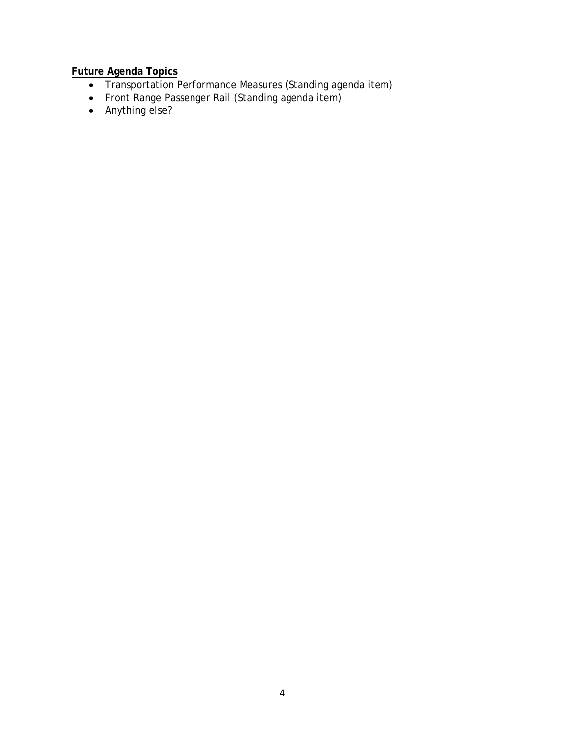**Future Agenda Topics**

- Transportation Performance Measures (Standing agenda item)
- Front Range Passenger Rail (Standing agenda item)
- Anything else?